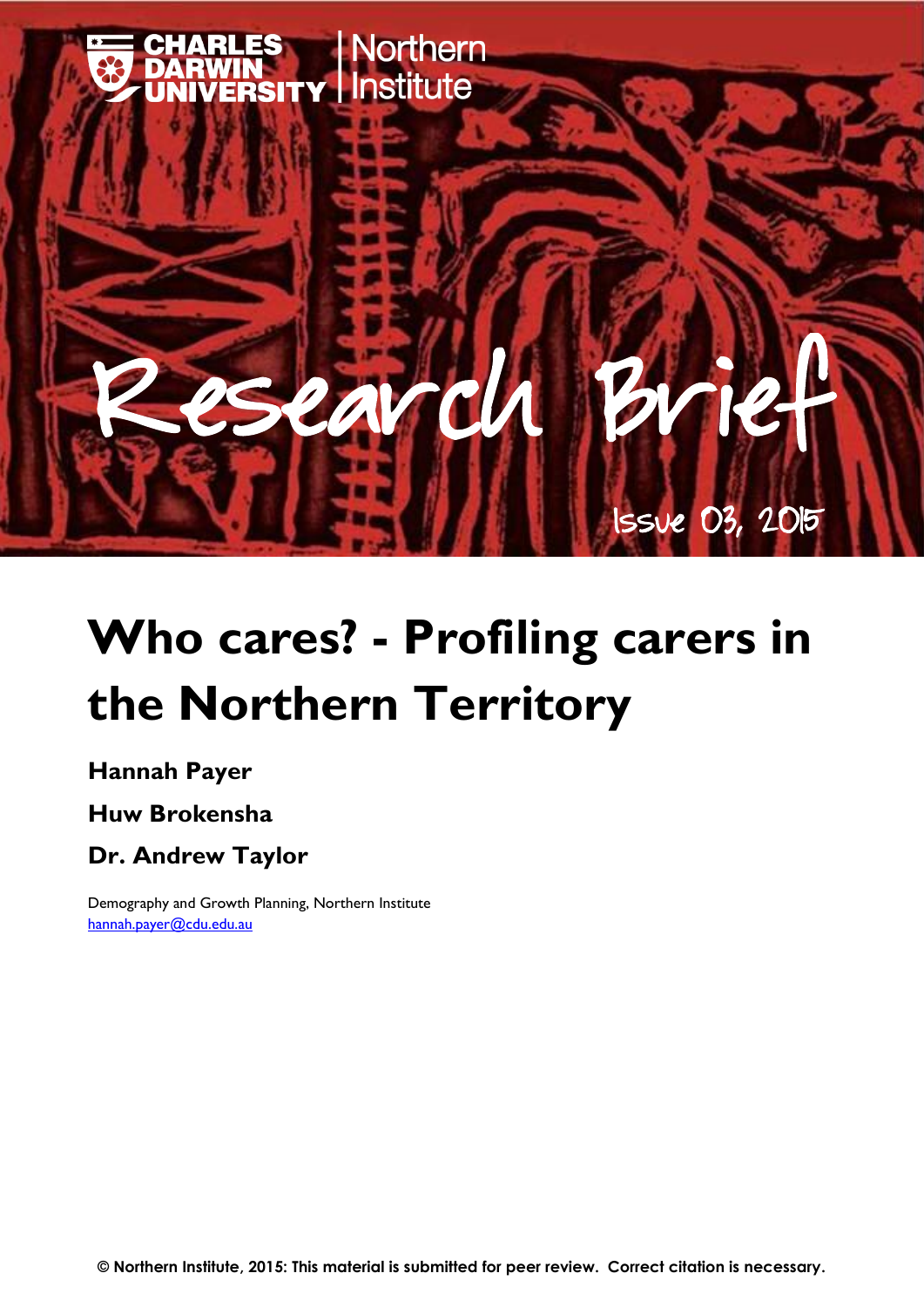CHARLES DARWIN UNIVERSITY | Northern Institute

# Research Brief

Issue 03, 2015

# Who cares? - Profiling carers in the Northern Territory

**Hannah Payer**

**Huw Brokensha**

**Dr. Andrew Taylor**

Demography and Growth Planning, Northern Institute
hannah.payer@cdu.edu.au

**© Northern Institute, 2015: This material is submitted for peer review. Correct citation is necessary.**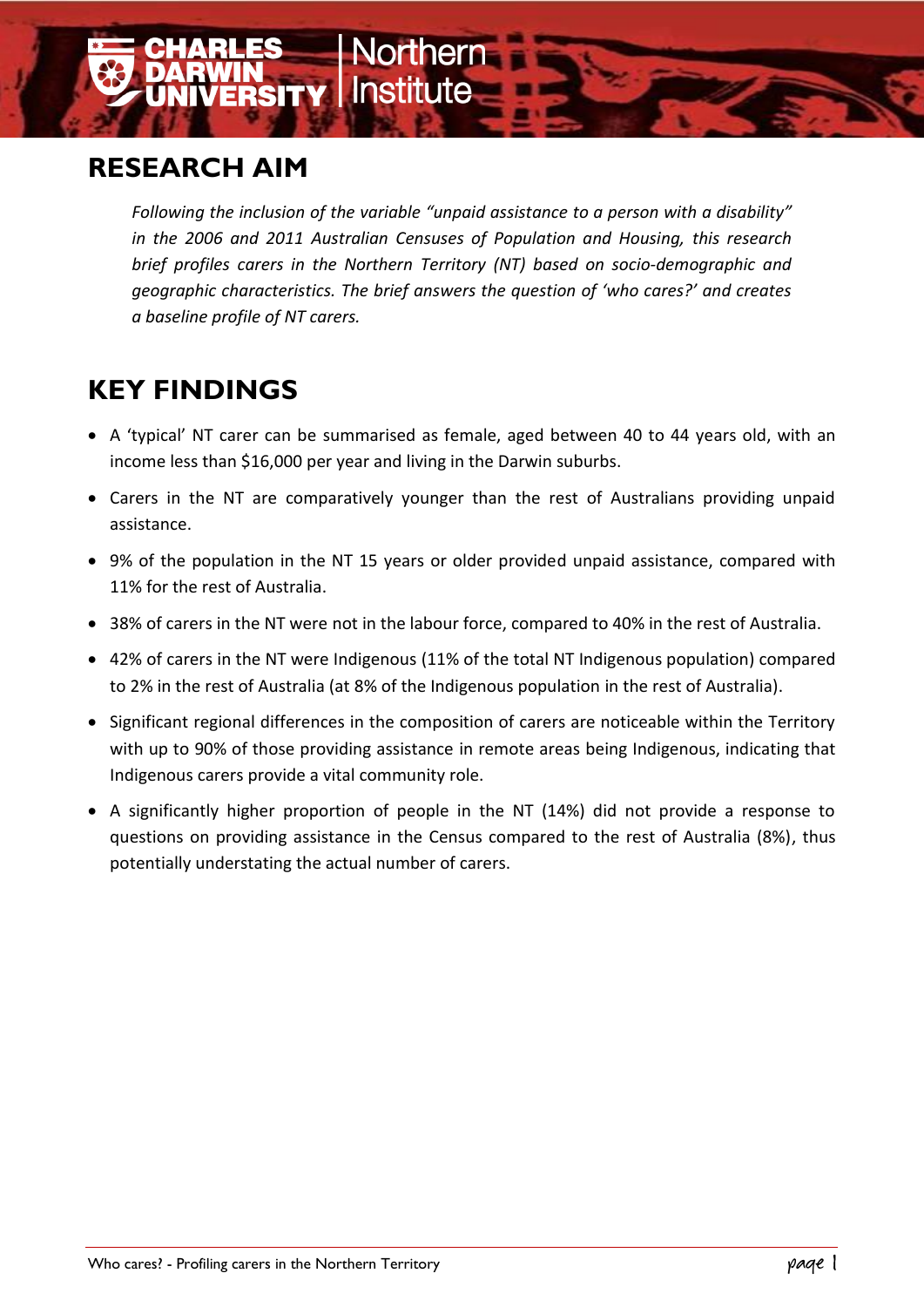## RESEARCH AIM

*Following the inclusion of the variable "unpaid assistance to a person with a disability" in the 2006 and 2011 Australian Censuses of Population and Housing, this research brief profiles carers in the Northern Territory (NT) based on socio-demographic and geographic characteristics. The brief answers the question of 'who cares?' and creates a baseline profile of NT carers.*

## KEY FINDINGS

- A 'typical' NT carer can be summarised as female, aged between 40 to 44 years old, with an income less than $16,000 per year and living in the Darwin suburbs.
- Carers in the NT are comparatively younger than the rest of Australians providing unpaid assistance.
- 9% of the population in the NT 15 years or older provided unpaid assistance, compared with 11% for the rest of Australia.
- 38% of carers in the NT were not in the labour force, compared to 40% in the rest of Australia.
- 42% of carers in the NT were Indigenous (11% of the total NT Indigenous population) compared to 2% in the rest of Australia (at 8% of the Indigenous population in the rest of Australia).
- Significant regional differences in the composition of carers are noticeable within the Territory with up to 90% of those providing assistance in remote areas being Indigenous, indicating that Indigenous carers provide a vital community role.
- A significantly higher proportion of people in the NT (14%) did not provide a response to questions on providing assistance in the Census compared to the rest of Australia (8%), thus potentially understating the actual number of carers.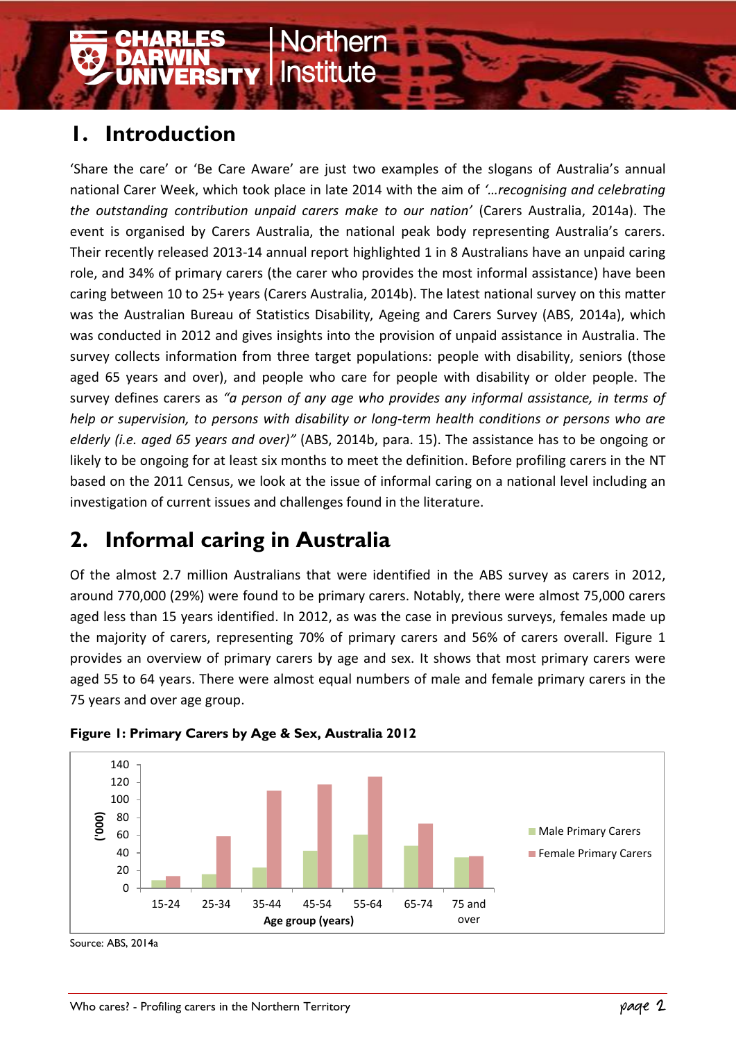# 1. Introduction

'Share the care' or 'Be Care Aware' are just two examples of the slogans of Australia's annual national Carer Week, which took place in late 2014 with the aim of *'…recognising and celebrating the outstanding contribution unpaid carers make to our nation'* (Carers Australia, 2014a). The event is organised by Carers Australia, the national peak body representing Australia's carers. Their recently released 2013-14 annual report highlighted 1 in 8 Australians have an unpaid caring role, and 34% of primary carers (the carer who provides the most informal assistance) have been caring between 10 to 25+ years (Carers Australia, 2014b). The latest national survey on this matter was the Australian Bureau of Statistics Disability, Ageing and Carers Survey (ABS, 2014a), which was conducted in 2012 and gives insights into the provision of unpaid assistance in Australia. The survey collects information from three target populations: people with disability, seniors (those aged 65 years and over), and people who care for people with disability or older people. The survey defines carers as *"a person of any age who provides any informal assistance, in terms of help or supervision, to persons with disability or long-term health conditions or persons who are elderly (i.e. aged 65 years and over)"* (ABS, 2014b, para. 15). The assistance has to be ongoing or likely to be ongoing for at least six months to meet the definition. Before profiling carers in the NT based on the 2011 Census, we look at the issue of informal caring on a national level including an investigation of current issues and challenges found in the literature.

# 2. Informal caring in Australia

Of the almost 2.7 million Australians that were identified in the ABS survey as carers in 2012, around 770,000 (29%) were found to be primary carers. Notably, there were almost 75,000 carers aged less than 15 years identified. In 2012, as was the case in previous surveys, females made up the majority of carers, representing 70% of primary carers and 56% of carers overall. Figure 1 provides an overview of primary carers by age and sex. It shows that most primary carers were aged 55 to 64 years. There were almost equal numbers of male and female primary carers in the 75 years and over age group.

**Figure 1: Primary Carers by Age & Sex, Australia 2012**

Source: ABS, 2014a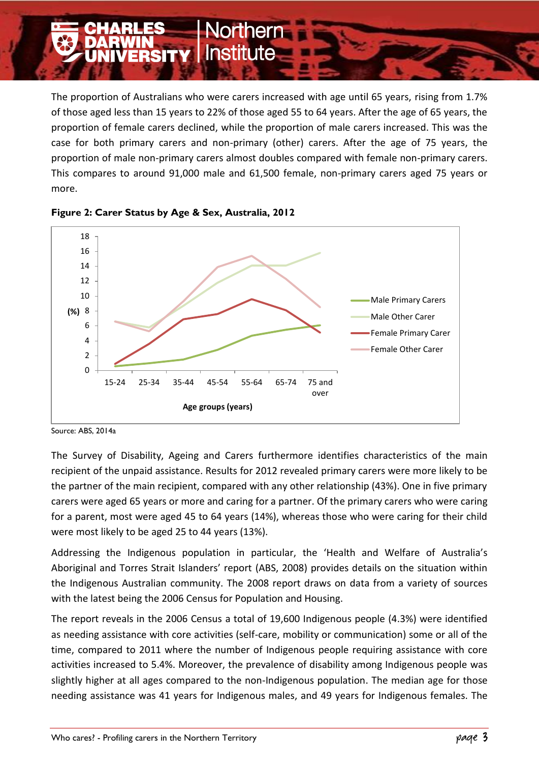The proportion of Australians who were carers increased with age until 65 years, rising from 1.7% of those aged less than 15 years to 22% of those aged 55 to 64 years. After the age of 65 years, the proportion of female carers declined, while the proportion of male carers increased. This was the case for both primary carers and non-primary (other) carers. After the age of 75 years, the proportion of male non-primary carers almost doubles compared with female non-primary carers. This compares to around 91,000 male and 61,500 female, non-primary carers aged 75 years or more.

**Figure 2: Carer Status by Age & Sex, Australia, 2012**

Source: ABS, 2014a

The Survey of Disability, Ageing and Carers furthermore identifies characteristics of the main recipient of the unpaid assistance. Results for 2012 revealed primary carers were more likely to be the partner of the main recipient, compared with any other relationship (43%). One in five primary carers were aged 65 years or more and caring for a partner. Of the primary carers who were caring for a parent, most were aged 45 to 64 years (14%), whereas those who were caring for their child were most likely to be aged 25 to 44 years (13%).

Addressing the Indigenous population in particular, the 'Health and Welfare of Australia's Aboriginal and Torres Strait Islanders' report (ABS, 2008) provides details on the situation within the Indigenous Australian community. The 2008 report draws on data from a variety of sources with the latest being the 2006 Census for Population and Housing.

The report reveals in the 2006 Census a total of 19,600 Indigenous people (4.3%) were identified as needing assistance with core activities (self-care, mobility or communication) some or all of the time, compared to 2011 where the number of Indigenous people requiring assistance with core activities increased to 5.4%. Moreover, the prevalence of disability among Indigenous people was slightly higher at all ages compared to the non-Indigenous population. The median age for those needing assistance was 41 years for Indigenous males, and 49 years for Indigenous females. The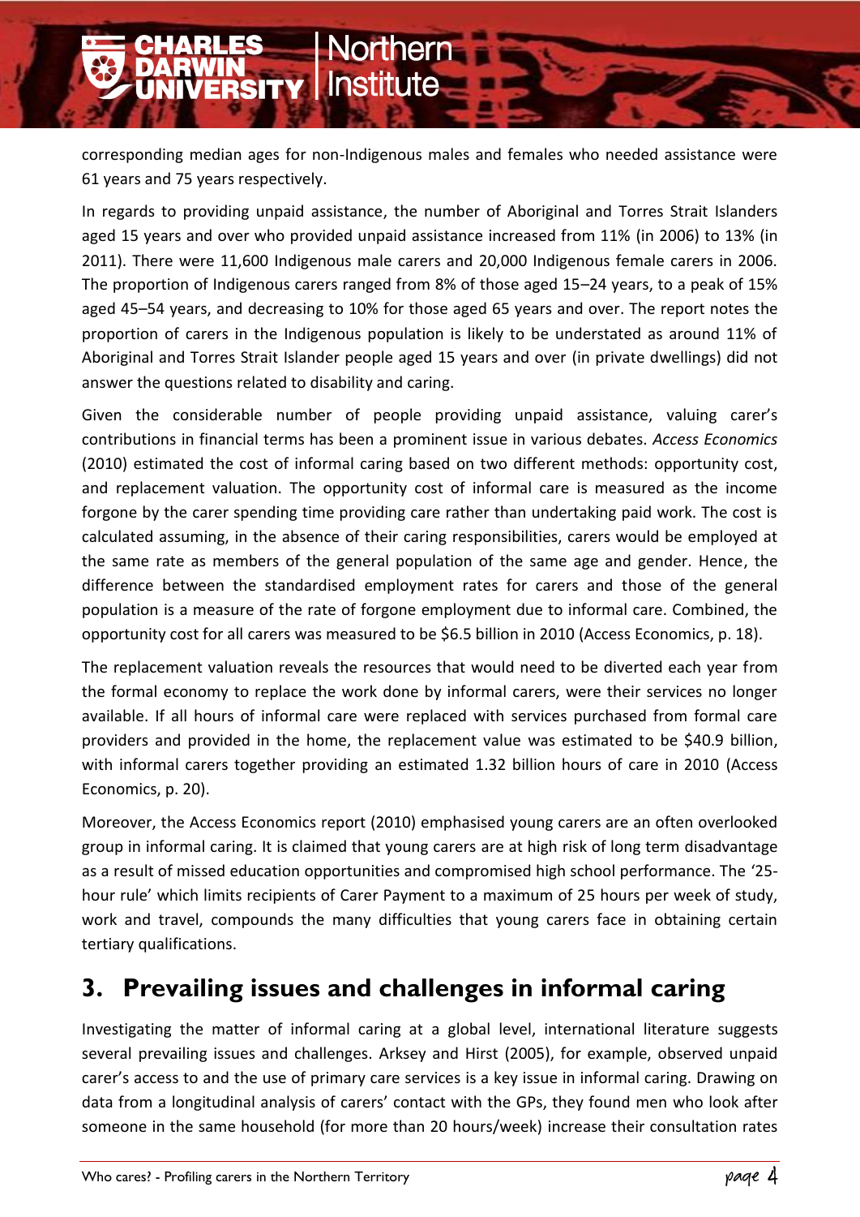corresponding median ages for non-Indigenous males and females who needed assistance were 61 years and 75 years respectively.

In regards to providing unpaid assistance, the number of Aboriginal and Torres Strait Islanders aged 15 years and over who provided unpaid assistance increased from 11% (in 2006) to 13% (in 2011). There were 11,600 Indigenous male carers and 20,000 Indigenous female carers in 2006. The proportion of Indigenous carers ranged from 8% of those aged 15–24 years, to a peak of 15% aged 45–54 years, and decreasing to 10% for those aged 65 years and over. The report notes the proportion of carers in the Indigenous population is likely to be understated as around 11% of Aboriginal and Torres Strait Islander people aged 15 years and over (in private dwellings) did not answer the questions related to disability and caring.

Given the considerable number of people providing unpaid assistance, valuing carer's contributions in financial terms has been a prominent issue in various debates. *Access Economics* (2010) estimated the cost of informal caring based on two different methods: opportunity cost, and replacement valuation. The opportunity cost of informal care is measured as the income forgone by the carer spending time providing care rather than undertaking paid work. The cost is calculated assuming, in the absence of their caring responsibilities, carers would be employed at the same rate as members of the general population of the same age and gender. Hence, the difference between the standardised employment rates for carers and those of the general population is a measure of the rate of forgone employment due to informal care. Combined, the opportunity cost for all carers was measured to be $6.5 billion in 2010 (Access Economics, p. 18).

The replacement valuation reveals the resources that would need to be diverted each year from the formal economy to replace the work done by informal carers, were their services no longer available. If all hours of informal care were replaced with services purchased from formal care providers and provided in the home, the replacement value was estimated to be $40.9 billion, with informal carers together providing an estimated 1.32 billion hours of care in 2010 (Access Economics, p. 20).

Moreover, the Access Economics report (2010) emphasised young carers are an often overlooked group in informal caring. It is claimed that young carers are at high risk of long term disadvantage as a result of missed education opportunities and compromised high school performance. The '25-hour rule' which limits recipients of Carer Payment to a maximum of 25 hours per week of study, work and travel, compounds the many difficulties that young carers face in obtaining certain tertiary qualifications.

## 3. Prevailing issues and challenges in informal caring

Investigating the matter of informal caring at a global level, international literature suggests several prevailing issues and challenges. Arksey and Hirst (2005), for example, observed unpaid carer's access to and the use of primary care services is a key issue in informal caring. Drawing on data from a longitudinal analysis of carers' contact with the GPs, they found men who look after someone in the same household (for more than 20 hours/week) increase their consultation rates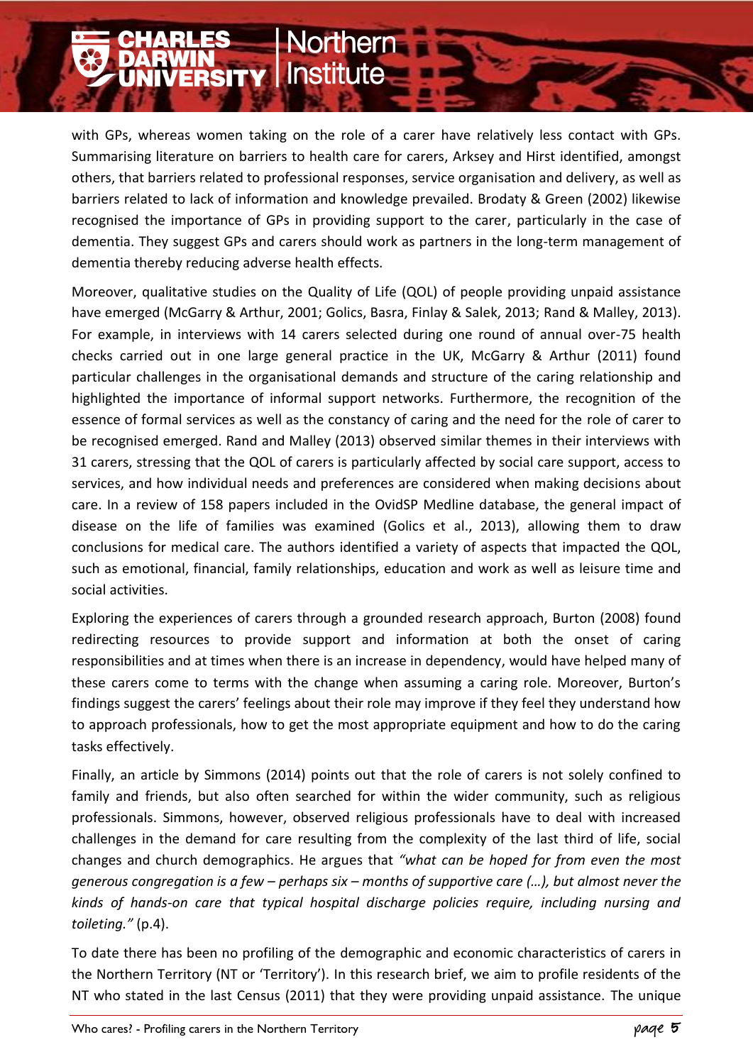with GPs, whereas women taking on the role of a carer have relatively less contact with GPs. Summarising literature on barriers to health care for carers, Arksey and Hirst identified, amongst others, that barriers related to professional responses, service organisation and delivery, as well as barriers related to lack of information and knowledge prevailed. Brodaty & Green (2002) likewise recognised the importance of GPs in providing support to the carer, particularly in the case of dementia. They suggest GPs and carers should work as partners in the long-term management of dementia thereby reducing adverse health effects.

Moreover, qualitative studies on the Quality of Life (QOL) of people providing unpaid assistance have emerged (McGarry & Arthur, 2001; Golics, Basra, Finlay & Salek, 2013; Rand & Malley, 2013). For example, in interviews with 14 carers selected during one round of annual over-75 health checks carried out in one large general practice in the UK, McGarry & Arthur (2011) found particular challenges in the organisational demands and structure of the caring relationship and highlighted the importance of informal support networks. Furthermore, the recognition of the essence of formal services as well as the constancy of caring and the need for the role of carer to be recognised emerged. Rand and Malley (2013) observed similar themes in their interviews with 31 carers, stressing that the QOL of carers is particularly affected by social care support, access to services, and how individual needs and preferences are considered when making decisions about care. In a review of 158 papers included in the OvidSP Medline database, the general impact of disease on the life of families was examined (Golics et al., 2013), allowing them to draw conclusions for medical care. The authors identified a variety of aspects that impacted the QOL, such as emotional, financial, family relationships, education and work as well as leisure time and social activities.

Exploring the experiences of carers through a grounded research approach, Burton (2008) found redirecting resources to provide support and information at both the onset of caring responsibilities and at times when there is an increase in dependency, would have helped many of these carers come to terms with the change when assuming a caring role. Moreover, Burton's findings suggest the carers' feelings about their role may improve if they feel they understand how to approach professionals, how to get the most appropriate equipment and how to do the caring tasks effectively.

Finally, an article by Simmons (2014) points out that the role of carers is not solely confined to family and friends, but also often searched for within the wider community, such as religious professionals. Simmons, however, observed religious professionals have to deal with increased challenges in the demand for care resulting from the complexity of the last third of life, social changes and church demographics. He argues that *"what can be hoped for from even the most generous congregation is a few – perhaps six – months of supportive care (…), but almost never the kinds of hands-on care that typical hospital discharge policies require, including nursing and toileting."* (p.4).

To date there has been no profiling of the demographic and economic characteristics of carers in the Northern Territory (NT or 'Territory'). In this research brief, we aim to profile residents of the NT who stated in the last Census (2011) that they were providing unpaid assistance. The unique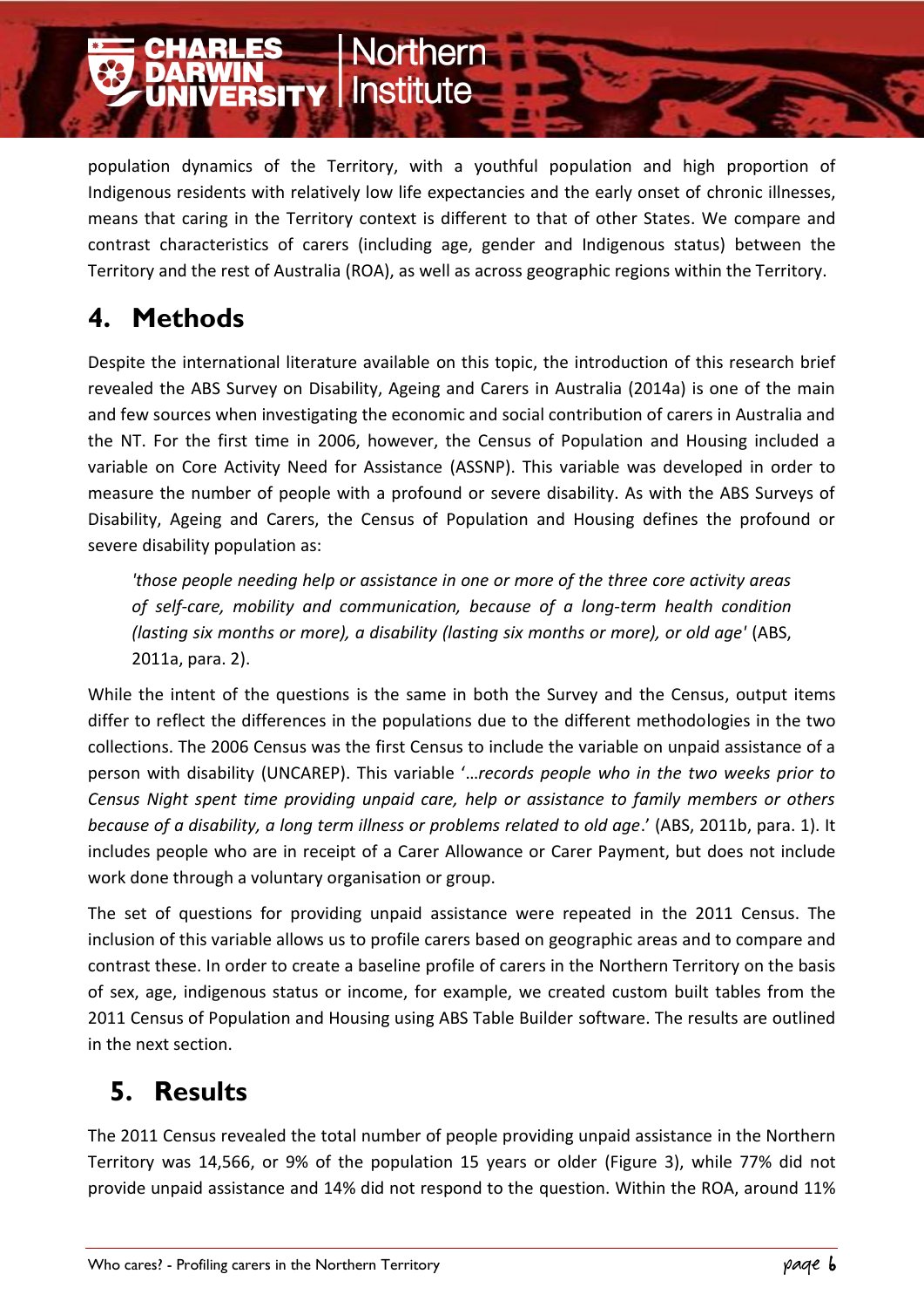population dynamics of the Territory, with a youthful population and high proportion of Indigenous residents with relatively low life expectancies and the early onset of chronic illnesses, means that caring in the Territory context is different to that of other States. We compare and contrast characteristics of carers (including age, gender and Indigenous status) between the Territory and the rest of Australia (ROA), as well as across geographic regions within the Territory.

## 4. Methods

Despite the international literature available on this topic, the introduction of this research brief revealed the ABS Survey on Disability, Ageing and Carers in Australia (2014a) is one of the main and few sources when investigating the economic and social contribution of carers in Australia and the NT. For the first time in 2006, however, the Census of Population and Housing included a variable on Core Activity Need for Assistance (ASSNP). This variable was developed in order to measure the number of people with a profound or severe disability. As with the ABS Surveys of Disability, Ageing and Carers, the Census of Population and Housing defines the profound or severe disability population as:

> *'those people needing help or assistance in one or more of the three core activity areas of self-care, mobility and communication, because of a long-term health condition (lasting six months or more), a disability (lasting six months or more), or old age'* (ABS, 2011a, para. 2).

While the intent of the questions is the same in both the Survey and the Census, output items differ to reflect the differences in the populations due to the different methodologies in the two collections. The 2006 Census was the first Census to include the variable on unpaid assistance of a person with disability (UNCAREP). This variable '…*records people who in the two weeks prior to Census Night spent time providing unpaid care, help or assistance to family members or others because of a disability, a long term illness or problems related to old age*.' (ABS, 2011b, para. 1). It includes people who are in receipt of a Carer Allowance or Carer Payment, but does not include work done through a voluntary organisation or group.

The set of questions for providing unpaid assistance were repeated in the 2011 Census. The inclusion of this variable allows us to profile carers based on geographic areas and to compare and contrast these. In order to create a baseline profile of carers in the Northern Territory on the basis of sex, age, indigenous status or income, for example, we created custom built tables from the 2011 Census of Population and Housing using ABS Table Builder software. The results are outlined in the next section.

## 5. Results

The 2011 Census revealed the total number of people providing unpaid assistance in the Northern Territory was 14,566, or 9% of the population 15 years or older (Figure 3), while 77% did not provide unpaid assistance and 14% did not respond to the question. Within the ROA, around 11%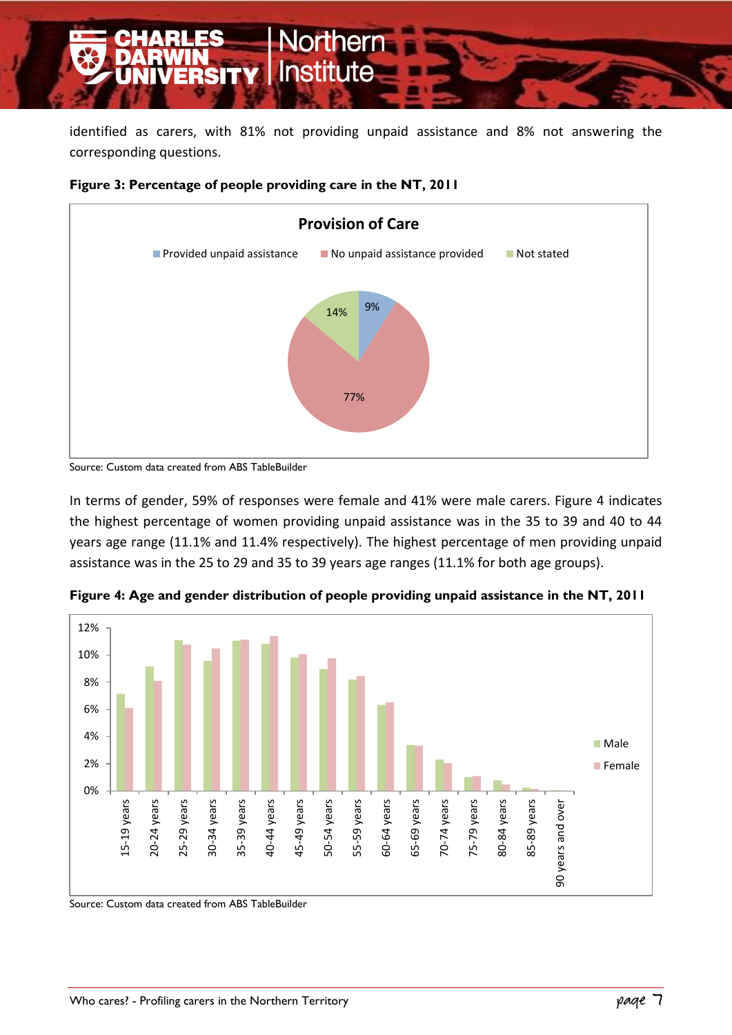identified as carers, with 81% not providing unpaid assistance and 8% not answering the corresponding questions.

**Figure 3: Percentage of people providing care in the NT, 2011**

Source: Custom data created from ABS TableBuilder

In terms of gender, 59% of responses were female and 41% were male carers. Figure 4 indicates the highest percentage of women providing unpaid assistance was in the 35 to 39 and 40 to 44 years age range (11.1% and 11.4% respectively). The highest percentage of men providing unpaid assistance was in the 25 to 29 and 35 to 39 years age ranges (11.1% for both age groups).

**Figure 4: Age and gender distribution of people providing unpaid assistance in the NT, 2011**

Source: Custom data created from ABS TableBuilder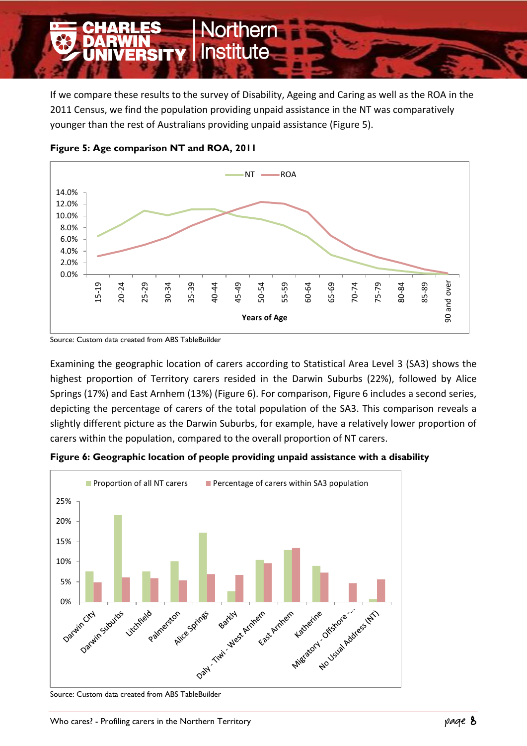If we compare these results to the survey of Disability, Ageing and Caring as well as the ROA in the 2011 Census, we find the population providing unpaid assistance in the NT was comparatively younger than the rest of Australians providing unpaid assistance (Figure 5).

**Figure 5: Age comparison NT and ROA, 2011**

Source: Custom data created from ABS TableBuilder

Examining the geographic location of carers according to Statistical Area Level 3 (SA3) shows the highest proportion of Territory carers resided in the Darwin Suburbs (22%), followed by Alice Springs (17%) and East Arnhem (13%) (Figure 6). For comparison, Figure 6 includes a second series, depicting the percentage of carers of the total population of the SA3. This comparison reveals a slightly different picture as the Darwin Suburbs, for example, have a relatively lower proportion of carers within the population, compared to the overall proportion of NT carers.

**Figure 6: Geographic location of people providing unpaid assistance with a disability**

Source: Custom data created from ABS TableBuilder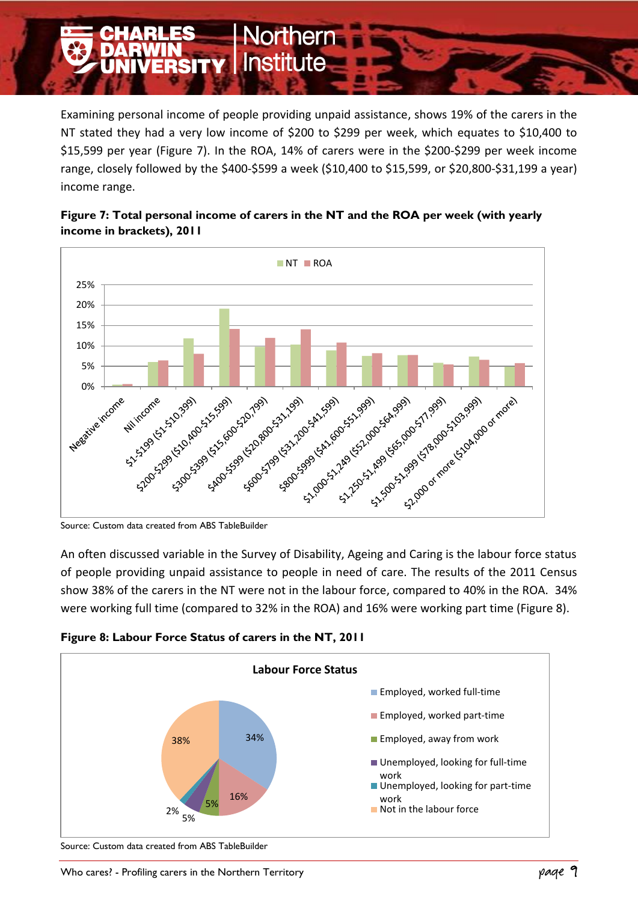Examining personal income of people providing unpaid assistance, shows 19% of the carers in the NT stated they had a very low income of $200 to $299 per week, which equates to $10,400 to $15,599 per year (Figure 7). In the ROA, 14% of carers were in the $200-$299 per week income range, closely followed by the $400-$599 a week ($10,400 to $15,599, or $20,800-$31,199 a year) income range.

**Figure 7: Total personal income of carers in the NT and the ROA per week (with yearly income in brackets), 2011**

Source: Custom data created from ABS TableBuilder

An often discussed variable in the Survey of Disability, Ageing and Caring is the labour force status of people providing unpaid assistance to people in need of care. The results of the 2011 Census show 38% of the carers in the NT were not in the labour force, compared to 40% in the ROA. 34% were working full time (compared to 32% in the ROA) and 16% were working part time (Figure 8).

**Figure 8: Labour Force Status of carers in the NT, 2011**

Source: Custom data created from ABS TableBuilder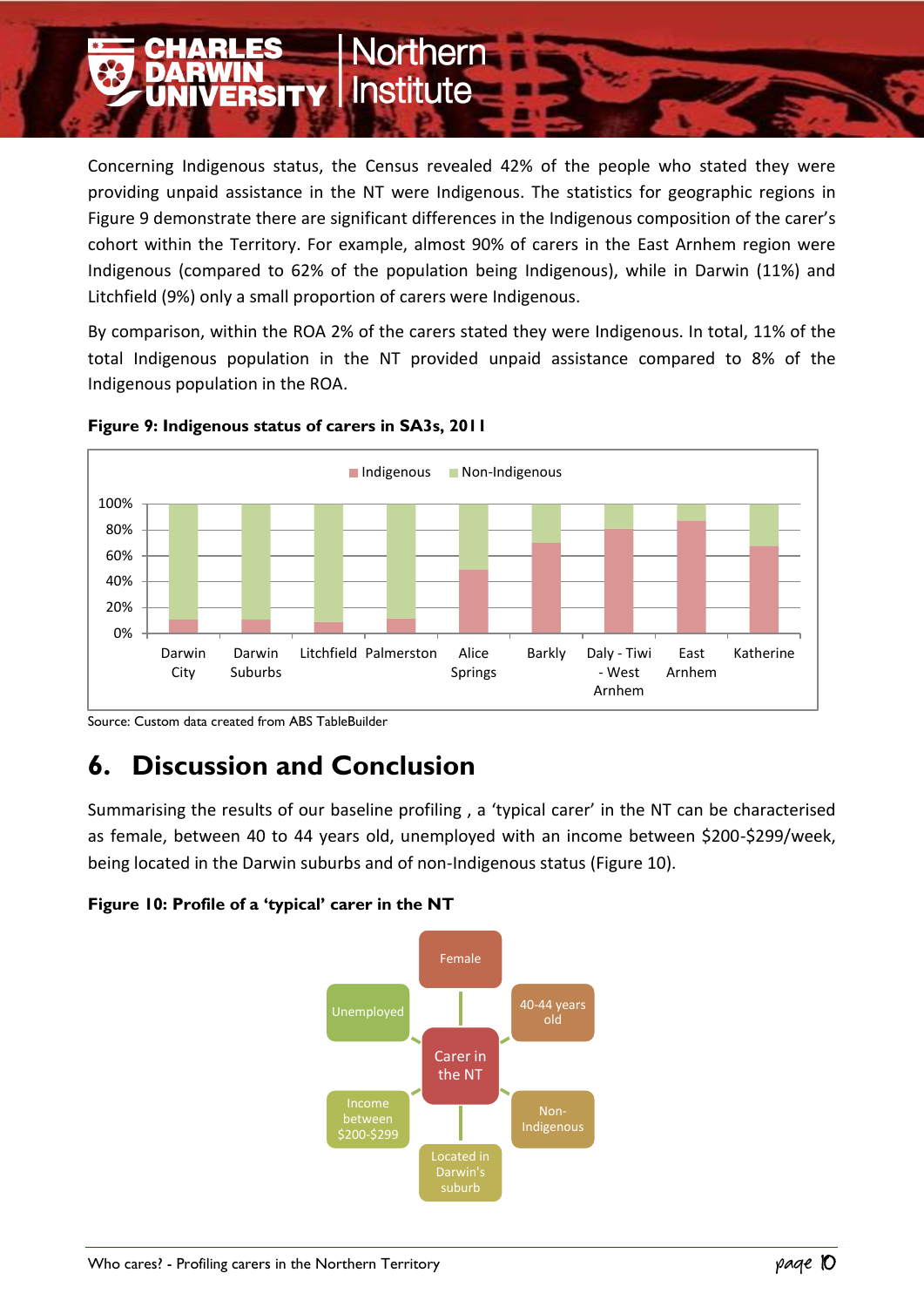Concerning Indigenous status, the Census revealed 42% of the people who stated they were providing unpaid assistance in the NT were Indigenous. The statistics for geographic regions in Figure 9 demonstrate there are significant differences in the Indigenous composition of the carer's cohort within the Territory. For example, almost 90% of carers in the East Arnhem region were Indigenous (compared to 62% of the population being Indigenous), while in Darwin (11%) and Litchfield (9%) only a small proportion of carers were Indigenous.

By comparison, within the ROA 2% of the carers stated they were Indigenous. In total, 11% of the total Indigenous population in the NT provided unpaid assistance compared to 8% of the Indigenous population in the ROA.

**Figure 9: Indigenous status of carers in SA3s, 2011**

Source: Custom data created from ABS TableBuilder

## 6. Discussion and Conclusion

Summarising the results of our baseline profiling , a 'typical carer' in the NT can be characterised as female, between 40 to 44 years old, unemployed with an income between $200-$299/week, being located in the Darwin suburbs and of non-Indigenous status (Figure 10).

**Figure 10: Profile of a 'typical' carer in the NT**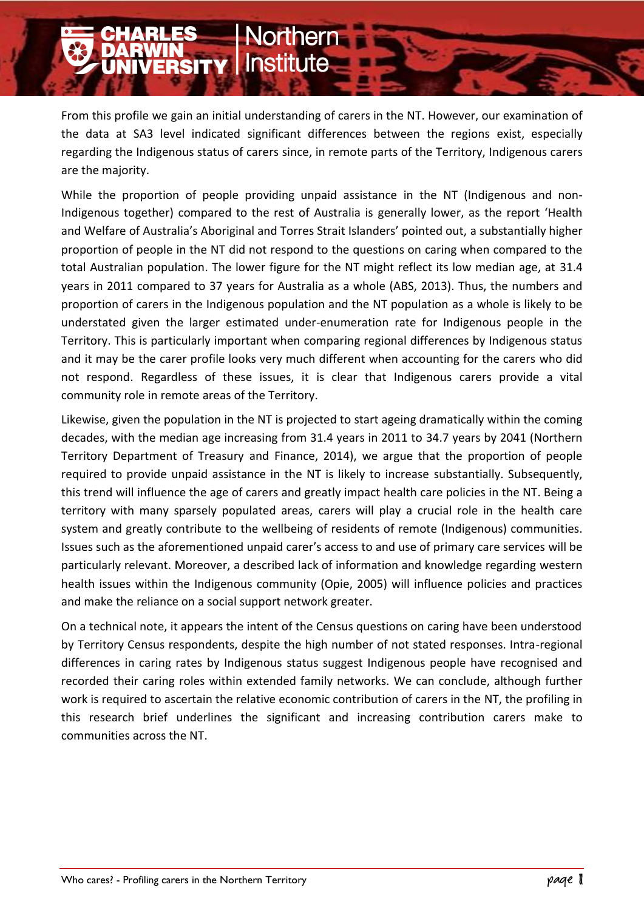From this profile we gain an initial understanding of carers in the NT. However, our examination of the data at SA3 level indicated significant differences between the regions exist, especially regarding the Indigenous status of carers since, in remote parts of the Territory, Indigenous carers are the majority.

While the proportion of people providing unpaid assistance in the NT (Indigenous and non-Indigenous together) compared to the rest of Australia is generally lower, as the report 'Health and Welfare of Australia's Aboriginal and Torres Strait Islanders' pointed out, a substantially higher proportion of people in the NT did not respond to the questions on caring when compared to the total Australian population. The lower figure for the NT might reflect its low median age, at 31.4 years in 2011 compared to 37 years for Australia as a whole (ABS, 2013). Thus, the numbers and proportion of carers in the Indigenous population and the NT population as a whole is likely to be understated given the larger estimated under-enumeration rate for Indigenous people in the Territory. This is particularly important when comparing regional differences by Indigenous status and it may be the carer profile looks very much different when accounting for the carers who did not respond. Regardless of these issues, it is clear that Indigenous carers provide a vital community role in remote areas of the Territory.

Likewise, given the population in the NT is projected to start ageing dramatically within the coming decades, with the median age increasing from 31.4 years in 2011 to 34.7 years by 2041 (Northern Territory Department of Treasury and Finance, 2014), we argue that the proportion of people required to provide unpaid assistance in the NT is likely to increase substantially. Subsequently, this trend will influence the age of carers and greatly impact health care policies in the NT. Being a territory with many sparsely populated areas, carers will play a crucial role in the health care system and greatly contribute to the wellbeing of residents of remote (Indigenous) communities. Issues such as the aforementioned unpaid carer's access to and use of primary care services will be particularly relevant. Moreover, a described lack of information and knowledge regarding western health issues within the Indigenous community (Opie, 2005) will influence policies and practices and make the reliance on a social support network greater.

On a technical note, it appears the intent of the Census questions on caring have been understood by Territory Census respondents, despite the high number of not stated responses. Intra-regional differences in caring rates by Indigenous status suggest Indigenous people have recognised and recorded their caring roles within extended family networks. We can conclude, although further work is required to ascertain the relative economic contribution of carers in the NT, the profiling in this research brief underlines the significant and increasing contribution carers make to communities across the NT.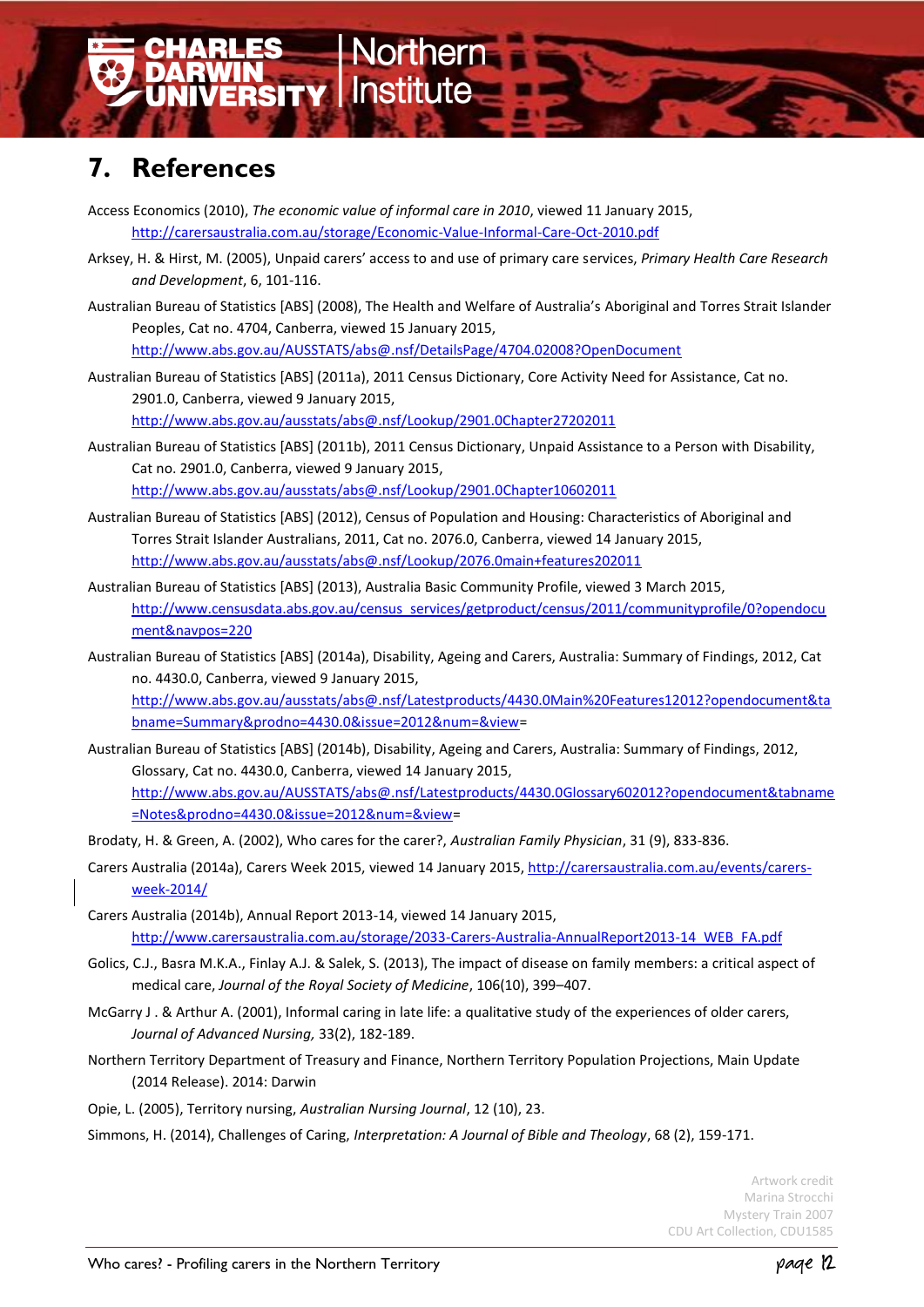# 7. References

Access Economics (2010), *The economic value of informal care in 2010*, viewed 11 January 2015, http://carersaustralia.com.au/storage/Economic-Value-Informal-Care-Oct-2010.pdf

Arksey, H. & Hirst, M. (2005), Unpaid carers' access to and use of primary care services, *Primary Health Care Research and Development*, 6, 101-116.

Australian Bureau of Statistics [ABS] (2008), The Health and Welfare of Australia's Aboriginal and Torres Strait Islander Peoples, Cat no. 4704, Canberra, viewed 15 January 2015, http://www.abs.gov.au/AUSSTATS/abs@.nsf/DetailsPage/4704.02008?OpenDocument

Australian Bureau of Statistics [ABS] (2011a), 2011 Census Dictionary, Core Activity Need for Assistance, Cat no. 2901.0, Canberra, viewed 9 January 2015, http://www.abs.gov.au/ausstats/abs@.nsf/Lookup/2901.0Chapter27202011

Australian Bureau of Statistics [ABS] (2011b), 2011 Census Dictionary, Unpaid Assistance to a Person with Disability, Cat no. 2901.0, Canberra, viewed 9 January 2015, http://www.abs.gov.au/ausstats/abs@.nsf/Lookup/2901.0Chapter10602011

Australian Bureau of Statistics [ABS] (2012), Census of Population and Housing: Characteristics of Aboriginal and Torres Strait Islander Australians, 2011, Cat no. 2076.0, Canberra, viewed 14 January 2015, http://www.abs.gov.au/ausstats/abs@.nsf/Lookup/2076.0main+features202011

Australian Bureau of Statistics [ABS] (2013), Australia Basic Community Profile, viewed 3 March 2015, http://www.censusdata.abs.gov.au/census_services/getproduct/census/2011/communityprofile/0?opendocument&navpos=220

Australian Bureau of Statistics [ABS] (2014a), Disability, Ageing and Carers, Australia: Summary of Findings, 2012, Cat no. 4430.0, Canberra, viewed 9 January 2015, http://www.abs.gov.au/ausstats/abs@.nsf/Latestproducts/4430.0Main%20Features12012?opendocument&tabname=Summary&prodno=4430.0&issue=2012&num=&view=

Australian Bureau of Statistics [ABS] (2014b), Disability, Ageing and Carers, Australia: Summary of Findings, 2012, Glossary, Cat no. 4430.0, Canberra, viewed 14 January 2015, http://www.abs.gov.au/AUSSTATS/abs@.nsf/Latestproducts/4430.0Glossary602012?opendocument&tabname=Notes&prodno=4430.0&issue=2012&num=&view=

Brodaty, H. & Green, A. (2002), Who cares for the carer?, *Australian Family Physician*, 31 (9), 833-836.

Carers Australia (2014a), Carers Week 2015, viewed 14 January 2015, http://carersaustralia.com.au/events/carers-week-2014/

Carers Australia (2014b), Annual Report 2013-14, viewed 14 January 2015, http://www.carersaustralia.com.au/storage/2033-Carers-Australia-AnnualReport2013-14_WEB_FA.pdf

Golics, C.J., Basra M.K.A., Finlay A.J. & Salek, S. (2013), The impact of disease on family members: a critical aspect of medical care, *Journal of the Royal Society of Medicine*, 106(10), 399–407.

McGarry J . & Arthur A. (2001), Informal caring in late life: a qualitative study of the experiences of older carers, *Journal of Advanced Nursing,* 33(2), 182-189.

Northern Territory Department of Treasury and Finance, Northern Territory Population Projections, Main Update (2014 Release). 2014: Darwin

Opie, L. (2005), Territory nursing, *Australian Nursing Journal*, 12 (10), 23.

Simmons, H. (2014), Challenges of Caring, *Interpretation: A Journal of Bible and Theology*, 68 (2), 159-171.

Artwork credit
Marina Strocchi
Mystery Train 2007
CDU Art Collection, CDU1585